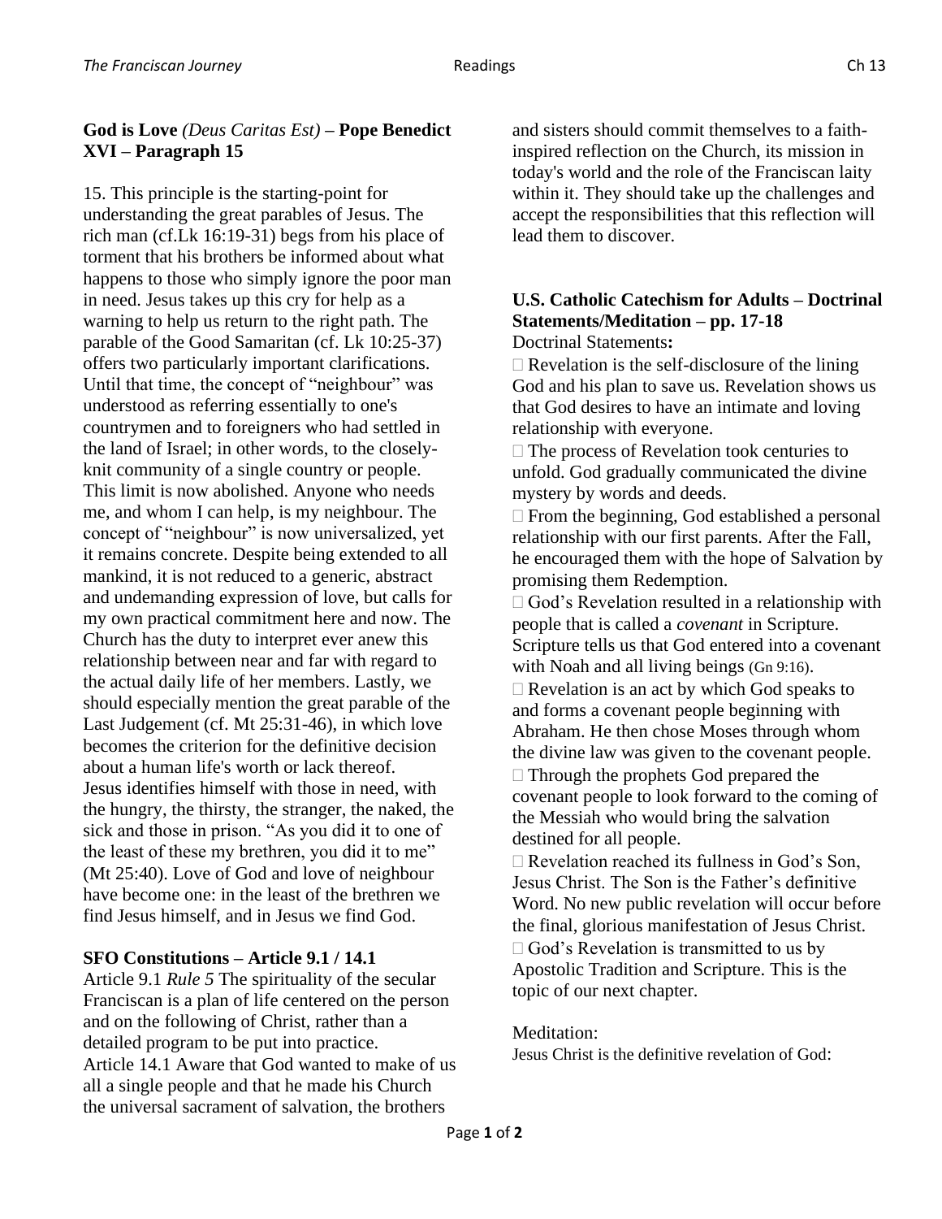**God is Love** *(Deus Caritas Est)* **– Pope Benedict XVI – Paragraph 15**

15. This principle is the starting-point for understanding the great parables of Jesus. The rich man (cf.Lk 16:19-31) begs from his place of torment that his brothers be informed about what happens to those who simply ignore the poor man in need. Jesus takes up this cry for help as a warning to help us return to the right path. The parable of the Good Samaritan (cf. Lk 10:25-37) offers two particularly important clarifications. Until that time, the concept of "neighbour" was understood as referring essentially to one's countrymen and to foreigners who had settled in the land of Israel; in other words, to the closely-knit community of a single country or people. This limit is now abolished. Anyone who needs me, and whom I can help, is my neighbour. The concept of "neighbour" is now universalized, yet it remains concrete. Despite being extended to all mankind, it is not reduced to a generic, abstract and undemanding expression of love, but calls for my own practical commitment here and now. The Church has the duty to interpret ever anew this relationship between near and far with regard to the actual daily life of her members. Lastly, we should especially mention the great parable of the Last Judgement (cf. Mt 25:31-46), in which love becomes the criterion for the definitive decision about a human life's worth or lack thereof. Jesus identifies himself with those in need, with the hungry, the thirsty, the stranger, the naked, the sick and those in prison. "As you did it to one of the least of these my brethren, you did it to me" (Mt 25:40). Love of God and love of neighbour have become one: in the least of the brethren we find Jesus himself, and in Jesus we find God.

**SFO Constitutions – Article 9.1 / 14.1**

Article 9.1 *Rule 5* The spirituality of the secular Franciscan is a plan of life centered on the person and on the following of Christ, rather than a detailed program to be put into practice.

Article 14.1 Aware that God wanted to make of us all a single people and that he made his Church the universal sacrament of salvation, the brothers and sisters should commit themselves to a faith-inspired reflection on the Church, its mission in today's world and the role of the Franciscan laity within it. They should take up the challenges and accept the responsibilities that this reflection will lead them to discover.

**U.S. Catholic Catechism for Adults – Doctrinal Statements/Meditation – pp. 17-18**

Doctrinal Statements**:**

- Revelation is the self-disclosure of the lining God and his plan to save us. Revelation shows us that God desires to have an intimate and loving relationship with everyone.
- The process of Revelation took centuries to unfold. God gradually communicated the divine mystery by words and deeds.
- From the beginning, God established a personal relationship with our first parents. After the Fall, he encouraged them with the hope of Salvation by promising them Redemption.
- God's Revelation resulted in a relationship with people that is called a *covenant* in Scripture. Scripture tells us that God entered into a covenant with Noah and all living beings (Gn 9:16).
- Revelation is an act by which God speaks to and forms a covenant people beginning with Abraham. He then chose Moses through whom the divine law was given to the covenant people.
- Through the prophets God prepared the covenant people to look forward to the coming of the Messiah who would bring the salvation destined for all people.
- Revelation reached its fullness in God's Son, Jesus Christ. The Son is the Father's definitive Word. No new public revelation will occur before the final, glorious manifestation of Jesus Christ.
- God's Revelation is transmitted to us by Apostolic Tradition and Scripture. This is the topic of our next chapter.

Meditation:

Jesus Christ is the definitive revelation of God: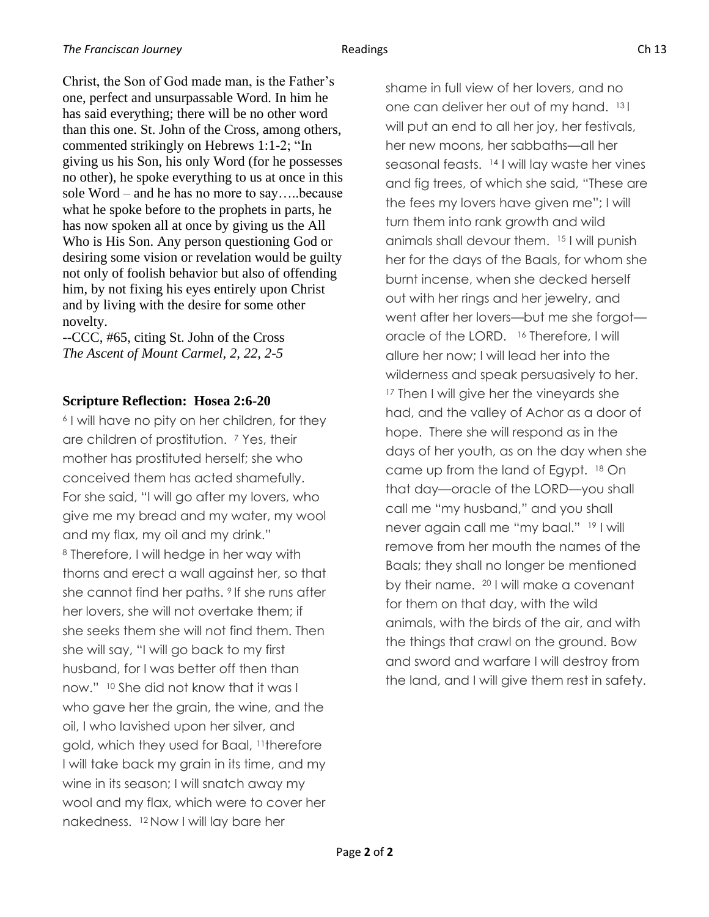Christ, the Son of God made man, is the Father's one, perfect and unsurpassable Word. In him he has said everything; there will be no other word than this one. St. John of the Cross, among others, commented strikingly on Hebrews 1:1-2; "In giving us his Son, his only Word (for he possesses no other), he spoke everything to us at once in this sole Word – and he has no more to say…..because what he spoke before to the prophets in parts, he has now spoken all at once by giving us the All Who is His Son. Any person questioning God or desiring some vision or revelation would be guilty not only of foolish behavior but also of offending him, by not fixing his eyes entirely upon Christ and by living with the desire for some other novelty.

--CCC, #65, citing St. John of the Cross
*The Ascent of Mount Carmel, 2, 22, 2-5*

## Scripture Reflection: Hosea 2:6-20

[6] I will have no pity on her children, for they are children of prostitution. [7] Yes, their mother has prostituted herself; she who conceived them has acted shamefully. For she said, "I will go after my lovers, who give me my bread and my water, my wool and my flax, my oil and my drink." [8] Therefore, I will hedge in her way with thorns and erect a wall against her, so that she cannot find her paths. [9] If she runs after her lovers, she will not overtake them; if she seeks them she will not find them. Then she will say, "I will go back to my first husband, for I was better off then than now." [10] She did not know that it was I who gave her the grain, the wine, and the oil, I who lavished upon her silver, and gold, which they used for Baal, [11] therefore I will take back my grain in its time, and my wine in its season; I will snatch away my wool and my flax, which were to cover her nakedness. [12] Now I will lay bare her shame in full view of her lovers, and no one can deliver her out of my hand. [13] I will put an end to all her joy, her festivals, her new moons, her sabbaths—all her seasonal feasts. [14] I will lay waste her vines and fig trees, of which she said, "These are the fees my lovers have given me"; I will turn them into rank growth and wild animals shall devour them. [15] I will punish her for the days of the Baals, for whom she burnt incense, when she decked herself out with her rings and her jewelry, and went after her lovers—but me she forgot—oracle of the LORD. [16] Therefore, I will allure her now; I will lead her into the wilderness and speak persuasively to her. [17] Then I will give her the vineyards she had, and the valley of Achor as a door of hope. There she will respond as in the days of her youth, as on the day when she came up from the land of Egypt. [18] On that day—oracle of the LORD—you shall call me "my husband," and you shall never again call me "my baal." [19] I will remove from her mouth the names of the Baals; they shall no longer be mentioned by their name. [20] I will make a covenant for them on that day, with the wild animals, with the birds of the air, and with the things that crawl on the ground. Bow and sword and warfare I will destroy from the land, and I will give them rest in safety.